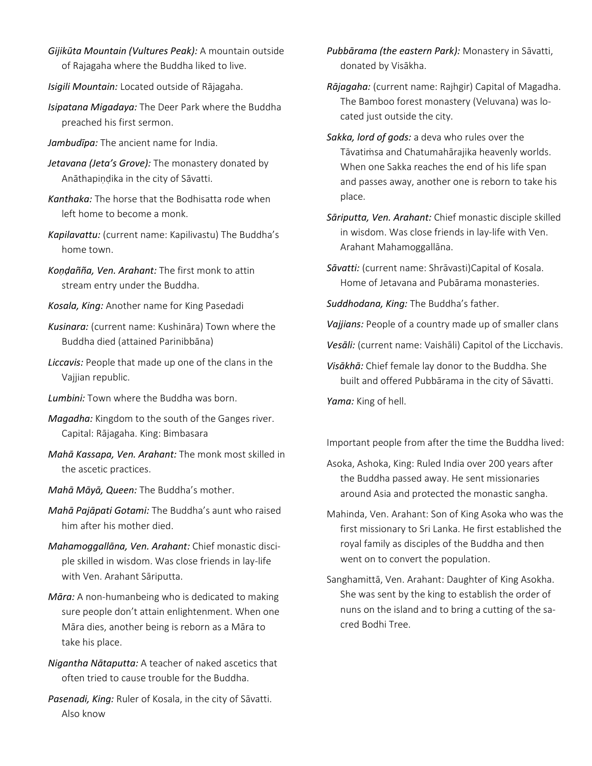*Gijikūta Mountain (Vultures Peak):* A mountain outside of Rajagaha where the Buddha liked to live.

*Isigili Mountain:* Located outside of Rājagaha.

*Isipatana Migadaya:* The Deer Park where the Buddha preached his first sermon.

*Jambudīpa:* The ancient name for India.

*Jetavana (Jeta's Grove):* The monastery donated by Anāthapiṇḍika in the city of Sāvatti.

*Kanthaka:* The horse that the Bodhisatta rode when left home to become a monk.

*Kapilavattu:* (current name: Kapilivastu) The Buddha's home town.

*Koṇḍañña, Ven. Arahant:* The first monk to attin stream entry under the Buddha.

*Kosala, King:* Another name for King Pasedadi

*Kusinara:* (current name: Kushināra) Town where the Buddha died (attained Parinibbāna)

*Liccavis:* People that made up one of the clans in the Vajjian republic.

*Lumbini:* Town where the Buddha was born.

*Magadha:* Kingdom to the south of the Ganges river. Capital: Rājagaha. King: Bimbasara

*Mahā Kassapa, Ven. Arahant:* The monk most skilled in the ascetic practices.

*Mahā Māyā, Queen:* The Buddha's mother.

*Mahā Pajāpati Gotami:* The Buddha's aunt who raised him after his mother died.

*Mahamoggallāna, Ven. Arahant:* Chief monastic disciple skilled in wisdom. Was close friends in lay-life with Ven. Arahant Sāriputta.

*Māra:* A non-humanbeing who is dedicated to making sure people don't attain enlightenment. When one Māra dies, another being is reborn as a Māra to take his place.

*Nigantha Nātaputta:* A teacher of naked ascetics that often tried to cause trouble for the Buddha.

*Pasenadi, King:* Ruler of Kosala, in the city of Sāvatti. Also know

*Pubbārama (the eastern Park):* Monastery in Sāvatti, donated by Visākha.

*Rājagaha:* (current name: Rajhgir) Capital of Magadha. The Bamboo forest monastery (Veluvana) was located just outside the city.

*Sakka, lord of gods:* a deva who rules over the Tāvatiṁsa and Chatumahārajika heavenly worlds. When one Sakka reaches the end of his life span and passes away, another one is reborn to take his place.

*Sāriputta, Ven. Arahant:* Chief monastic disciple skilled in wisdom. Was close friends in lay-life with Ven. Arahant Mahamoggallāna.

*Sāvatti:* (current name: Shrāvasti)Capital of Kosala. Home of Jetavana and Pubārama monasteries.

*Suddhodana, King:* The Buddha's father.

*Vajjians:* People of a country made up of smaller clans

*Vesāli:* (current name: Vaishāli) Capitol of the Licchavis.

*Visākhā:* Chief female lay donor to the Buddha. She built and offered Pubbārama in the city of Sāvatti.

*Yama:* King of hell.

Important people from after the time the Buddha lived:

Asoka, Ashoka, King: Ruled India over 200 years after the Buddha passed away. He sent missionaries around Asia and protected the monastic sangha.

Mahinda, Ven. Arahant: Son of King Asoka who was the first missionary to Sri Lanka. He first established the royal family as disciples of the Buddha and then went on to convert the population.

Sanghamittā, Ven. Arahant: Daughter of King Asokha. She was sent by the king to establish the order of nuns on the island and to bring a cutting of the sacred Bodhi Tree.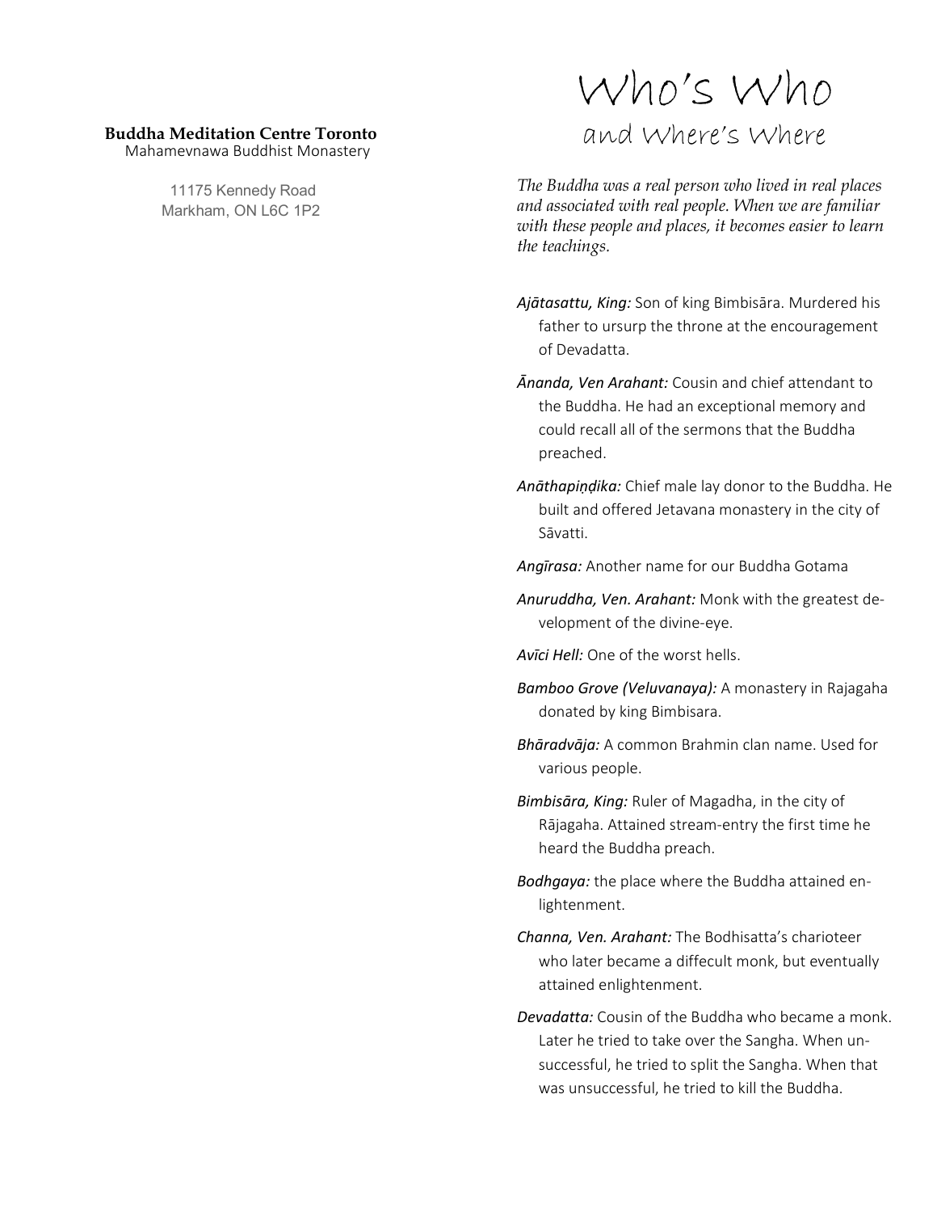**Buddha Meditation Centre Toronto**
Mahamevnawa Buddhist Monastery

11175 Kennedy Road
Markham, ON L6C 1P2

# Who's Who
## and Where's Where

*The Buddha was a real person who lived in real places and associated with real people. When we are familiar with these people and places, it becomes easier to learn the teachings.*

*Ajātasattu, King:* Son of king Bimbisāra. Murdered his father to ursurp the throne at the encouragement of Devadatta.

*Ānanda, Ven Arahant:* Cousin and chief attendant to the Buddha. He had an exceptional memory and could recall all of the sermons that the Buddha preached.

*Anāthapiṇḍika:* Chief male lay donor to the Buddha. He built and offered Jetavana monastery in the city of Sāvatti.

*Angīrasa:* Another name for our Buddha Gotama

*Anuruddha, Ven. Arahant:* Monk with the greatest development of the divine-eye.

*Avīci Hell:* One of the worst hells.

*Bamboo Grove (Veluvanaya):* A monastery in Rajagaha donated by king Bimbisara.

*Bhāradvāja:* A common Brahmin clan name. Used for various people.

*Bimbisāra, King:* Ruler of Magadha, in the city of Rājagaha. Attained stream-entry the first time he heard the Buddha preach.

*Bodhgaya:* the place where the Buddha attained enlightenment.

*Channa, Ven. Arahant:* The Bodhisatta's charioteer who later became a diffecult monk, but eventually attained enlightenment.

*Devadatta:* Cousin of the Buddha who became a monk. Later he tried to take over the Sangha. When unsuccessful, he tried to split the Sangha. When that was unsuccessful, he tried to kill the Buddha.